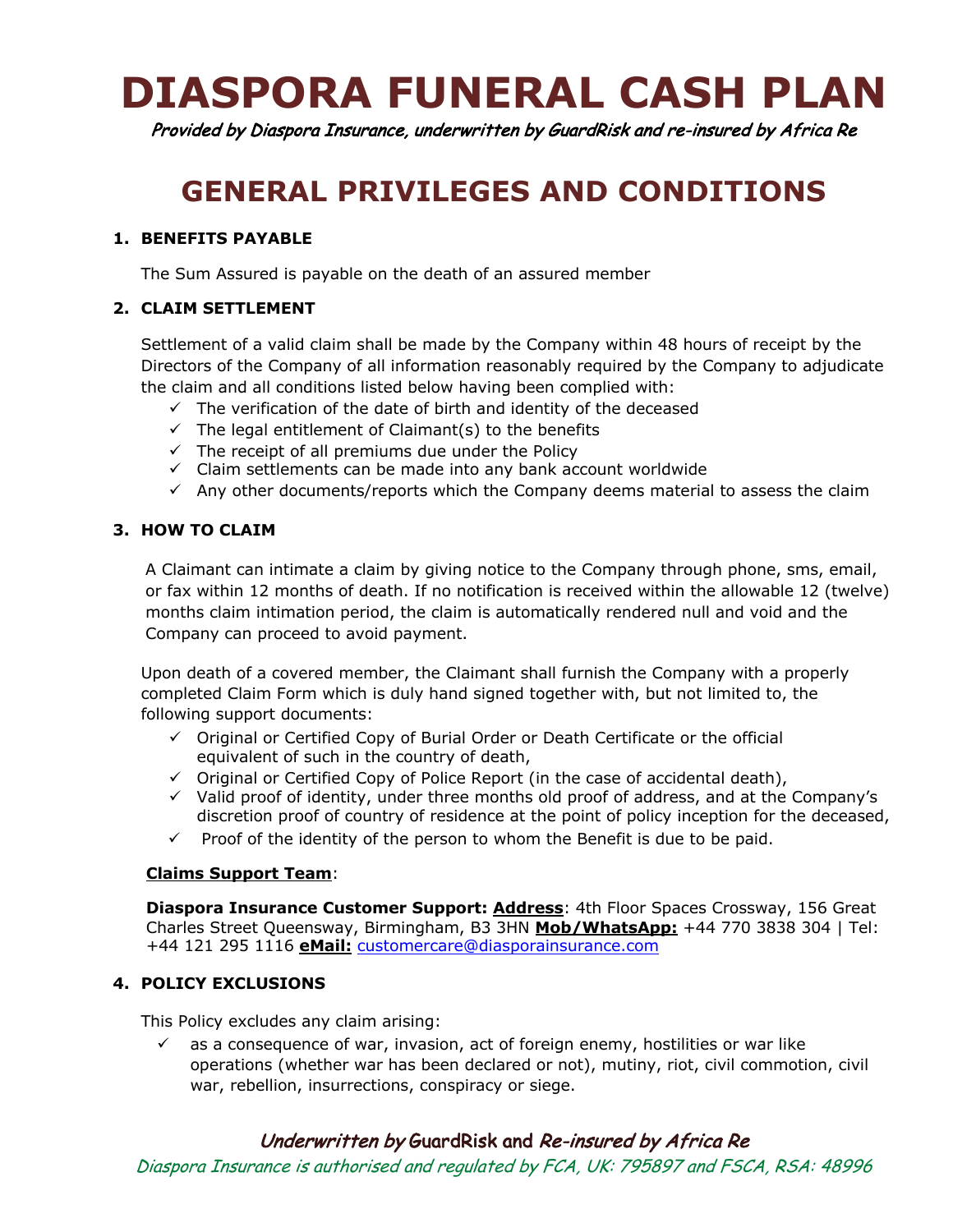# DIASPORA FUNERAL CASH PLAN

*Provided by Diaspora Insurance, underwritten by GuardRisk and re-insured by Africa Re*

## GENERAL PRIVILEGES AND CONDITIONS

### 1. BENEFITS PAYABLE

The Sum Assured is payable on the death of an assured member

### 2. CLAIM SETTLEMENT

Settlement of a valid claim shall be made by the Company within 48 hours of receipt by the Directors of the Company of all information reasonably required by the Company to adjudicate the claim and all conditions listed below having been complied with:

- ✓ The verification of the date of birth and identity of the deceased
- ✓ The legal entitlement of Claimant(s) to the benefits
- ✓ The receipt of all premiums due under the Policy
- ✓ Claim settlements can be made into any bank account worldwide
- ✓ Any other documents/reports which the Company deems material to assess the claim

### 3. HOW TO CLAIM

A Claimant can intimate a claim by giving notice to the Company through phone, sms, email, or fax within 12 months of death. If no notification is received within the allowable 12 (twelve) months claim intimation period, the claim is automatically rendered null and void and the Company can proceed to avoid payment.

Upon death of a covered member, the Claimant shall furnish the Company with a properly completed Claim Form which is duly hand signed together with, but not limited to, the following support documents:

- ✓ Original or Certified Copy of Burial Order or Death Certificate or the official equivalent of such in the country of death,
- ✓ Original or Certified Copy of Police Report (in the case of accidental death),
- ✓ Valid proof of identity, under three months old proof of address, and at the Company's discretion proof of country of residence at the point of policy inception for the deceased,
- ✓ Proof of the identity of the person to whom the Benefit is due to be paid.

**Claims Support Team**:

**Diaspora Insurance Customer Support: Address**: 4th Floor Spaces Crossway, 156 Great Charles Street Queensway, Birmingham, B3 3HN **Mob/WhatsApp:** +44 770 3838 304 | Tel: +44 121 295 1116 **eMail:** customercare@diasporainsurance.com

### 4. POLICY EXCLUSIONS

This Policy excludes any claim arising:

- ✓ as a consequence of war, invasion, act of foreign enemy, hostilities or war like operations (whether war has been declared or not), mutiny, riot, civil commotion, civil war, rebellion, insurrections, conspiracy or siege.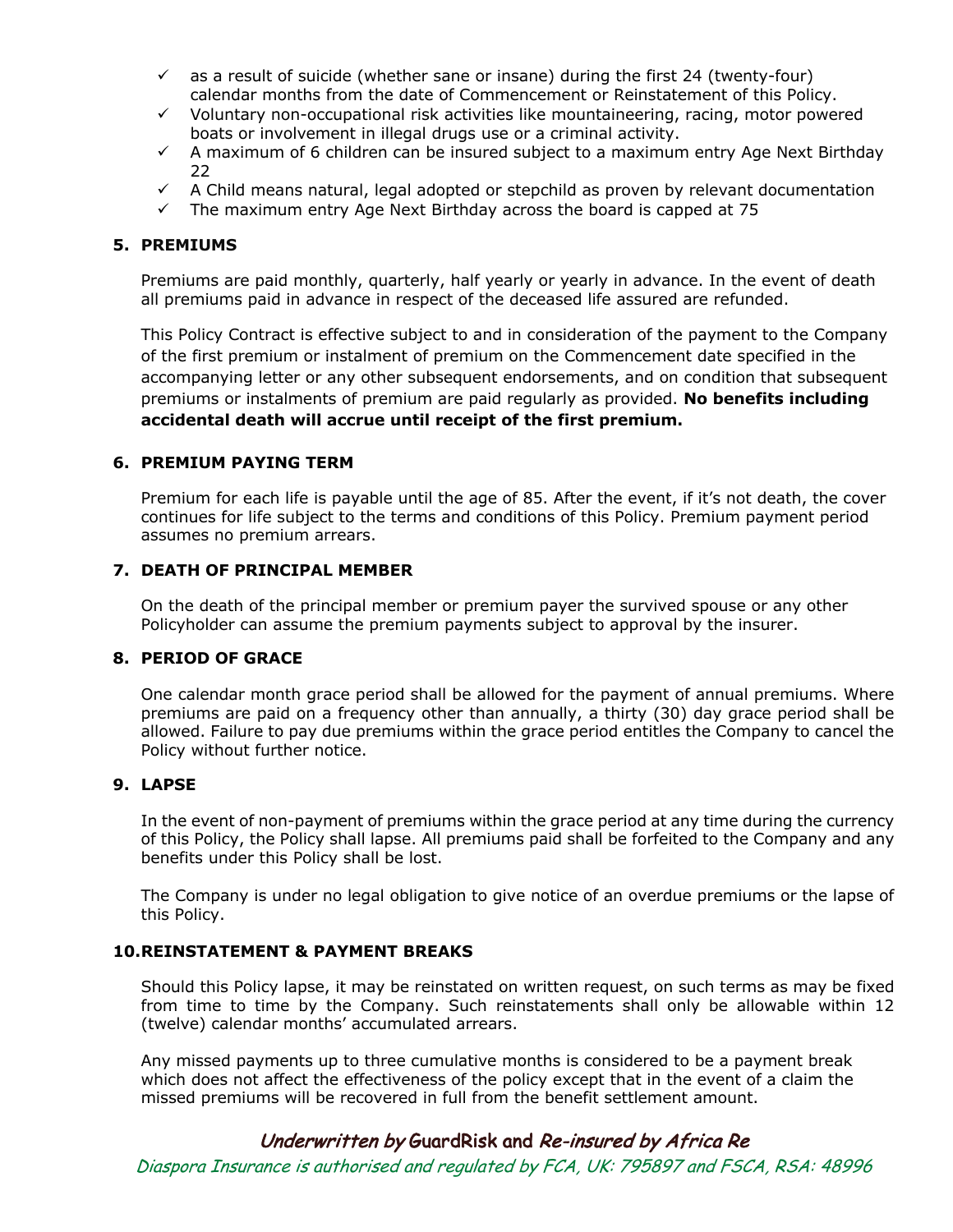- ✓ as a result of suicide (whether sane or insane) during the first 24 (twenty-four) calendar months from the date of Commencement or Reinstatement of this Policy.
- ✓ Voluntary non-occupational risk activities like mountaineering, racing, motor powered boats or involvement in illegal drugs use or a criminal activity.
- ✓ A maximum of 6 children can be insured subject to a maximum entry Age Next Birthday 22
- ✓ A Child means natural, legal adopted or stepchild as proven by relevant documentation
- ✓ The maximum entry Age Next Birthday across the board is capped at 75

## 5. PREMIUMS

Premiums are paid monthly, quarterly, half yearly or yearly in advance. In the event of death all premiums paid in advance in respect of the deceased life assured are refunded.

This Policy Contract is effective subject to and in consideration of the payment to the Company of the first premium or instalment of premium on the Commencement date specified in the accompanying letter or any other subsequent endorsements, and on condition that subsequent premiums or instalments of premium are paid regularly as provided. **No benefits including accidental death will accrue until receipt of the first premium.**

## 6. PREMIUM PAYING TERM

Premium for each life is payable until the age of 85. After the event, if it's not death, the cover continues for life subject to the terms and conditions of this Policy. Premium payment period assumes no premium arrears.

## 7. DEATH OF PRINCIPAL MEMBER

On the death of the principal member or premium payer the survived spouse or any other Policyholder can assume the premium payments subject to approval by the insurer.

## 8. PERIOD OF GRACE

One calendar month grace period shall be allowed for the payment of annual premiums. Where premiums are paid on a frequency other than annually, a thirty (30) day grace period shall be allowed. Failure to pay due premiums within the grace period entitles the Company to cancel the Policy without further notice.

## 9. LAPSE

In the event of non-payment of premiums within the grace period at any time during the currency of this Policy, the Policy shall lapse. All premiums paid shall be forfeited to the Company and any benefits under this Policy shall be lost.

The Company is under no legal obligation to give notice of an overdue premiums or the lapse of this Policy.

## 10. REINSTATEMENT & PAYMENT BREAKS

Should this Policy lapse, it may be reinstated on written request, on such terms as may be fixed from time to time by the Company. Such reinstatements shall only be allowable within 12 (twelve) calendar months' accumulated arrears.

Any missed payments up to three cumulative months is considered to be a payment break which does not affect the effectiveness of the policy except that in the event of a claim the missed premiums will be recovered in full from the benefit settlement amount.

*Underwritten by* GuardRisk and *Re-insured by Africa Re*

*Diaspora Insurance is authorised and regulated by FCA, UK: 795897 and FSCA, RSA: 48996*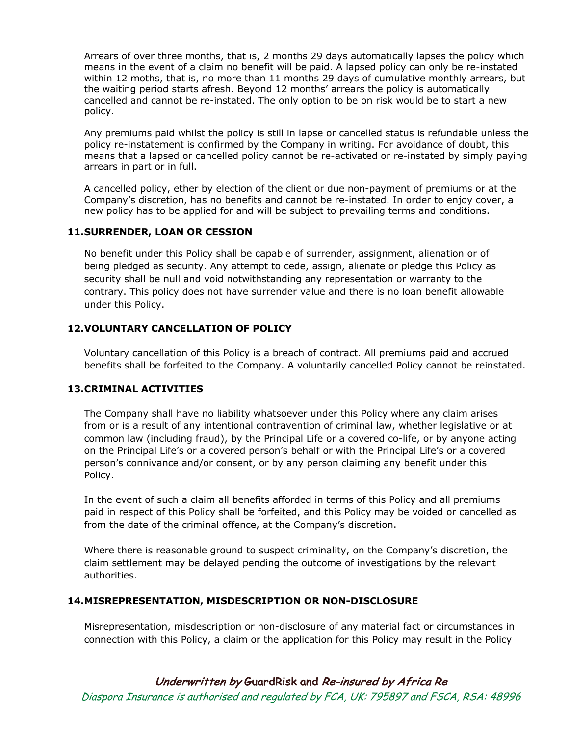Arrears of over three months, that is, 2 months 29 days automatically lapses the policy which means in the event of a claim no benefit will be paid. A lapsed policy can only be re-instated within 12 moths, that is, no more than 11 months 29 days of cumulative monthly arrears, but the waiting period starts afresh. Beyond 12 months' arrears the policy is automatically cancelled and cannot be re-instated. The only option to be on risk would be to start a new policy.

Any premiums paid whilst the policy is still in lapse or cancelled status is refundable unless the policy re-instatement is confirmed by the Company in writing. For avoidance of doubt, this means that a lapsed or cancelled policy cannot be re-activated or re-instated by simply paying arrears in part or in full.

A cancelled policy, ether by election of the client or due non-payment of premiums or at the Company's discretion, has no benefits and cannot be re-instated. In order to enjoy cover, a new policy has to be applied for and will be subject to prevailing terms and conditions.

**11.SURRENDER, LOAN OR CESSION**

No benefit under this Policy shall be capable of surrender, assignment, alienation or of being pledged as security. Any attempt to cede, assign, alienate or pledge this Policy as security shall be null and void notwithstanding any representation or warranty to the contrary. This policy does not have surrender value and there is no loan benefit allowable under this Policy.

**12.VOLUNTARY CANCELLATION OF POLICY**

Voluntary cancellation of this Policy is a breach of contract. All premiums paid and accrued benefits shall be forfeited to the Company. A voluntarily cancelled Policy cannot be reinstated.

**13.CRIMINAL ACTIVITIES**

The Company shall have no liability whatsoever under this Policy where any claim arises from or is a result of any intentional contravention of criminal law, whether legislative or at common law (including fraud), by the Principal Life or a covered co-life, or by anyone acting on the Principal Life's or a covered person's behalf or with the Principal Life's or a covered person's connivance and/or consent, or by any person claiming any benefit under this Policy.

In the event of such a claim all benefits afforded in terms of this Policy and all premiums paid in respect of this Policy shall be forfeited, and this Policy may be voided or cancelled as from the date of the criminal offence, at the Company's discretion.

Where there is reasonable ground to suspect criminality, on the Company's discretion, the claim settlement may be delayed pending the outcome of investigations by the relevant authorities.

**14.MISREPRESENTATION, MISDESCRIPTION OR NON-DISCLOSURE**

Misrepresentation, misdescription or non-disclosure of any material fact or circumstances in connection with this Policy, a claim or the application for this Policy may result in the Policy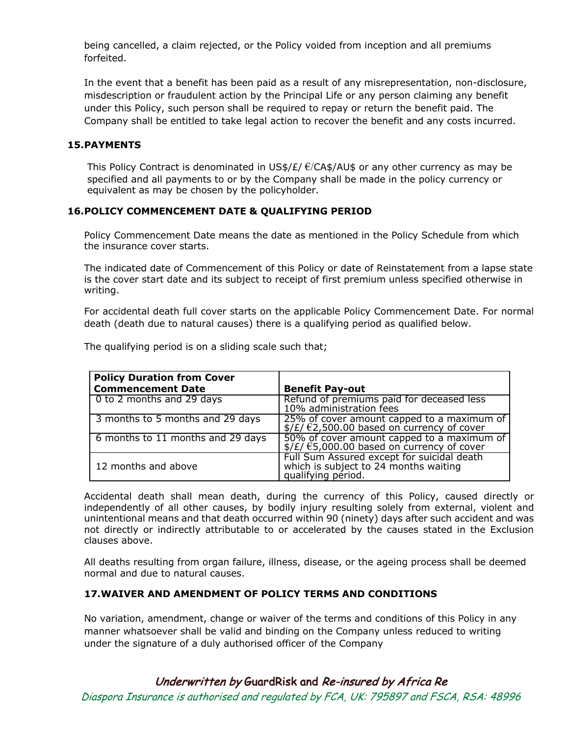being cancelled, a claim rejected, or the Policy voided from inception and all premiums forfeited.

In the event that a benefit has been paid as a result of any misrepresentation, non-disclosure, misdescription or fraudulent action by the Principal Life or any person claiming any benefit under this Policy, such person shall be required to repay or return the benefit paid. The Company shall be entitled to take legal action to recover the benefit and any costs incurred.

## 15.PAYMENTS

This Policy Contract is denominated in US$/£/ €/CA$/AU$ or any other currency as may be specified and all payments to or by the Company shall be made in the policy currency or equivalent as may be chosen by the policyholder.

## 16.POLICY COMMENCEMENT DATE & QUALIFYING PERIOD

Policy Commencement Date means the date as mentioned in the Policy Schedule from which the insurance cover starts.

The indicated date of Commencement of this Policy or date of Reinstatement from a lapse state is the cover start date and its subject to receipt of first premium unless specified otherwise in writing.

For accidental death full cover starts on the applicable Policy Commencement Date. For normal death (death due to natural causes) there is a qualifying period as qualified below.

The qualifying period is on a sliding scale such that;

| Policy Duration from Cover Commencement Date | Benefit Pay-out |
|---|---|
| 0 to 2 months and 29 days | Refund of premiums paid for deceased less 10% administration fees |
| 3 months to 5 months and 29 days | 25% of cover amount capped to a maximum of $/£/ €2,500.00 based on currency of cover |
| 6 months to 11 months and 29 days | 50% of cover amount capped to a maximum of $/£/ €5,000.00 based on currency of cover |
| 12 months and above | Full Sum Assured except for suicidal death which is subject to 24 months waiting qualifying period. |

Accidental death shall mean death, during the currency of this Policy, caused directly or independently of all other causes, by bodily injury resulting solely from external, violent and unintentional means and that death occurred within 90 (ninety) days after such accident and was not directly or indirectly attributable to or accelerated by the causes stated in the Exclusion clauses above.

All deaths resulting from organ failure, illness, disease, or the ageing process shall be deemed normal and due to natural causes.

## 17.WAIVER AND AMENDMENT OF POLICY TERMS AND CONDITIONS

No variation, amendment, change or waiver of the terms and conditions of this Policy in any manner whatsoever shall be valid and binding on the Company unless reduced to writing under the signature of a duly authorised officer of the Company